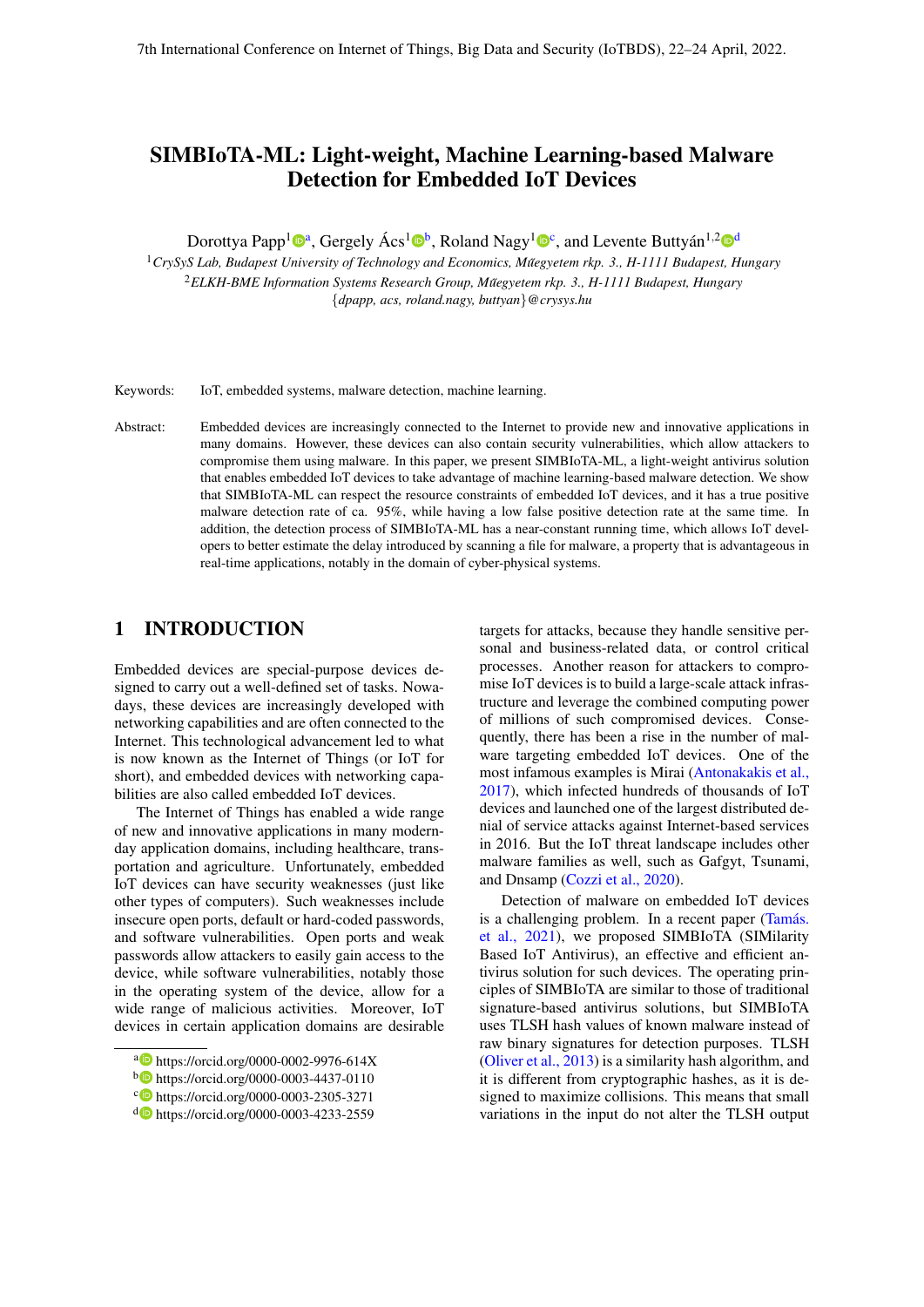7th International Conference on Internet of Things, Big Data and Security (IoTBDS), 22–24 April, 2022.

# SIMBIoTA-ML: Light-weight, Machine Learning-based Malware Detection for Embedded IoT Devices

Dorottya Papp[1][a], Gergely Ács[1][b], Roland Nagy[1][c], and Levente Buttyán[1,2][d]

[1] *CrySyS Lab, Budapest University of Technology and Economics, Műegyetem rkp. 3., H-1111 Budapest, Hungary*
[2] *ELKH-BME Information Systems Research Group, Műegyetem rkp. 3., H-1111 Budapest, Hungary*
*{dpapp, acs, roland.nagy, buttyan}@crysys.hu*

Keywords: IoT, embedded systems, malware detection, machine learning.

Abstract: Embedded devices are increasingly connected to the Internet to provide new and innovative applications in many domains. However, these devices can also contain security vulnerabilities, which allow attackers to compromise them using malware. In this paper, we present SIMBIoTA-ML, a light-weight antivirus solution that enables embedded IoT devices to take advantage of machine learning-based malware detection. We show that SIMBIoTA-ML can respect the resource constraints of embedded IoT devices, and it has a true positive malware detection rate of ca. 95%, while having a low false positive detection rate at the same time. In addition, the detection process of SIMBIoTA-ML has a near-constant running time, which allows IoT developers to better estimate the delay introduced by scanning a file for malware, a property that is advantageous in real-time applications, notably in the domain of cyber-physical systems.

## 1 INTRODUCTION

Embedded devices are special-purpose devices designed to carry out a well-defined set of tasks. Nowadays, these devices are increasingly developed with networking capabilities and are often connected to the Internet. This technological advancement led to what is now known as the Internet of Things (or IoT for short), and embedded devices with networking capabilities are also called embedded IoT devices.

The Internet of Things has enabled a wide range of new and innovative applications in many modern-day application domains, including healthcare, transportation and agriculture. Unfortunately, embedded IoT devices can have security weaknesses (just like other types of computers). Such weaknesses include insecure open ports, default or hard-coded passwords, and software vulnerabilities. Open ports and weak passwords allow attackers to easily gain access to the device, while software vulnerabilities, notably those in the operating system of the device, allow for a wide range of malicious activities. Moreover, IoT devices in certain application domains are desirable targets for attacks, because they handle sensitive personal and business-related data, or control critical processes. Another reason for attackers to compromise IoT devices is to build a large-scale attack infrastructure and leverage the combined computing power of millions of such compromised devices. Consequently, there has been a rise in the number of malware targeting embedded IoT devices. One of the most infamous examples is Mirai (Antonakakis et al., 2017), which infected hundreds of thousands of IoT devices and launched one of the largest distributed denial of service attacks against Internet-based services in 2016. But the IoT threat landscape includes other malware families as well, such as Gafgyt, Tsunami, and Dnsamp (Cozzi et al., 2020).

Detection of malware on embedded IoT devices is a challenging problem. In a recent paper (Tamás et al., 2021), we proposed SIMBIoTA (SIMilarity Based IoT Antivirus), an effective and efficient antivirus solution for such devices. The operating principles of SIMBIoTA are similar to those of traditional signature-based antivirus solutions, but SIMBIoTA uses TLSH hash values of known malware instead of raw binary signatures for detection purposes. TLSH (Oliver et al., 2013) is a similarity hash algorithm, and it is different from cryptographic hashes, as it is designed to maximize collisions. This means that small variations in the input do not alter the TLSH output

[a] https://orcid.org/0000-0002-9976-614X
[b] https://orcid.org/0000-0003-4437-0110
[c] https://orcid.org/0000-0003-2305-3271
[d] https://orcid.org/0000-0003-4233-2559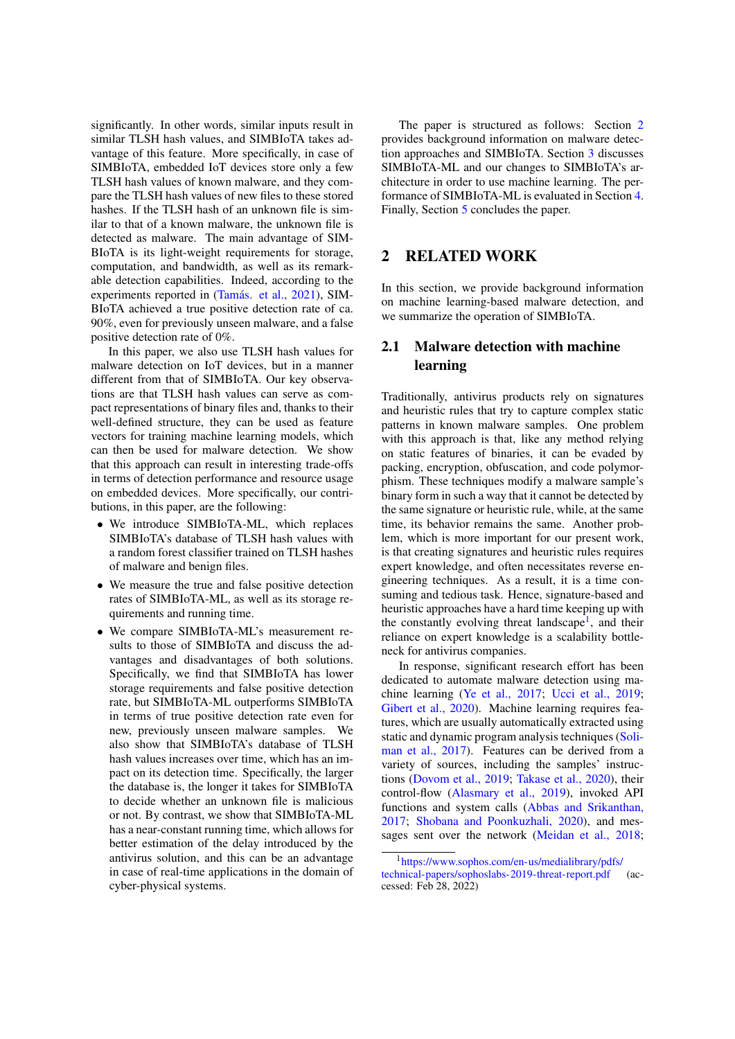significantly. In other words, similar inputs result in similar TLSH hash values, and SIMBIoTA takes advantage of this feature. More specifically, in case of SIMBIoTA, embedded IoT devices store only a few TLSH hash values of known malware, and they compare the TLSH hash values of new files to these stored hashes. If the TLSH hash of an unknown file is similar to that of a known malware, the unknown file is detected as malware. The main advantage of SIMBIoTA is its light-weight requirements for storage, computation, and bandwidth, as well as its remarkable detection capabilities. Indeed, according to the experiments reported in (Tamás. et al., 2021), SIMBIoTA achieved a true positive detection rate of ca. 90%, even for previously unseen malware, and a false positive detection rate of 0%.

In this paper, we also use TLSH hash values for malware detection on IoT devices, but in a manner different from that of SIMBIoTA. Our key observations are that TLSH hash values can serve as compact representations of binary files and, thanks to their well-defined structure, they can be used as feature vectors for training machine learning models, which can then be used for malware detection. We show that this approach can result in interesting trade-offs in terms of detection performance and resource usage on embedded devices. More specifically, our contributions, in this paper, are the following:

- We introduce SIMBIoTA-ML, which replaces SIMBIoTA's database of TLSH hash values with a random forest classifier trained on TLSH hashes of malware and benign files.
- We measure the true and false positive detection rates of SIMBIoTA-ML, as well as its storage requirements and running time.
- We compare SIMBIoTA-ML's measurement results to those of SIMBIoTA and discuss the advantages and disadvantages of both solutions. Specifically, we find that SIMBIoTA has lower storage requirements and false positive detection rate, but SIMBIoTA-ML outperforms SIMBIoTA in terms of true positive detection rate even for new, previously unseen malware samples. We also show that SIMBIoTA's database of TLSH hash values increases over time, which has an impact on its detection time. Specifically, the larger the database is, the longer it takes for SIMBIoTA to decide whether an unknown file is malicious or not. By contrast, we show that SIMBIoTA-ML has a near-constant running time, which allows for better estimation of the delay introduced by the antivirus solution, and this can be an advantage in case of real-time applications in the domain of cyber-physical systems.

The paper is structured as follows: Section 2 provides background information on malware detection approaches and SIMBIoTA. Section 3 discusses SIMBIoTA-ML and our changes to SIMBIoTA's architecture in order to use machine learning. The performance of SIMBIoTA-ML is evaluated in Section 4. Finally, Section 5 concludes the paper.

## 2 RELATED WORK

In this section, we provide background information on machine learning-based malware detection, and we summarize the operation of SIMBIoTA.

### 2.1 Malware detection with machine learning

Traditionally, antivirus products rely on signatures and heuristic rules that try to capture complex static patterns in known malware samples. One problem with this approach is that, like any method relying on static features of binaries, it can be evaded by packing, encryption, obfuscation, and code polymorphism. These techniques modify a malware sample's binary form in such a way that it cannot be detected by the same signature or heuristic rule, while, at the same time, its behavior remains the same. Another problem, which is more important for our present work, is that creating signatures and heuristic rules requires expert knowledge, and often necessitates reverse engineering techniques. As a result, it is a time consuming and tedious task. Hence, signature-based and heuristic approaches have a hard time keeping up with the constantly evolving threat landscape[1], and their reliance on expert knowledge is a scalability bottleneck for antivirus companies.

In response, significant research effort has been dedicated to automate malware detection using machine learning (Ye et al., 2017; Ucci et al., 2019; Gibert et al., 2020). Machine learning requires features, which are usually automatically extracted using static and dynamic program analysis techniques (Soliman et al., 2017). Features can be derived from a variety of sources, including the samples' instructions (Dovom et al., 2019; Takase et al., 2020), their control-flow (Alasmary et al., 2019), invoked API functions and system calls (Abbas and Srikanthan, 2017; Shobana and Poonkuzhali, 2020), and messages sent over the network (Meidan et al., 2018;

[1] https://www.sophos.com/en-us/medialibrary/pdfs/technical-papers/sophoslabs-2019-threat-report.pdf (accessed: Feb 28, 2022)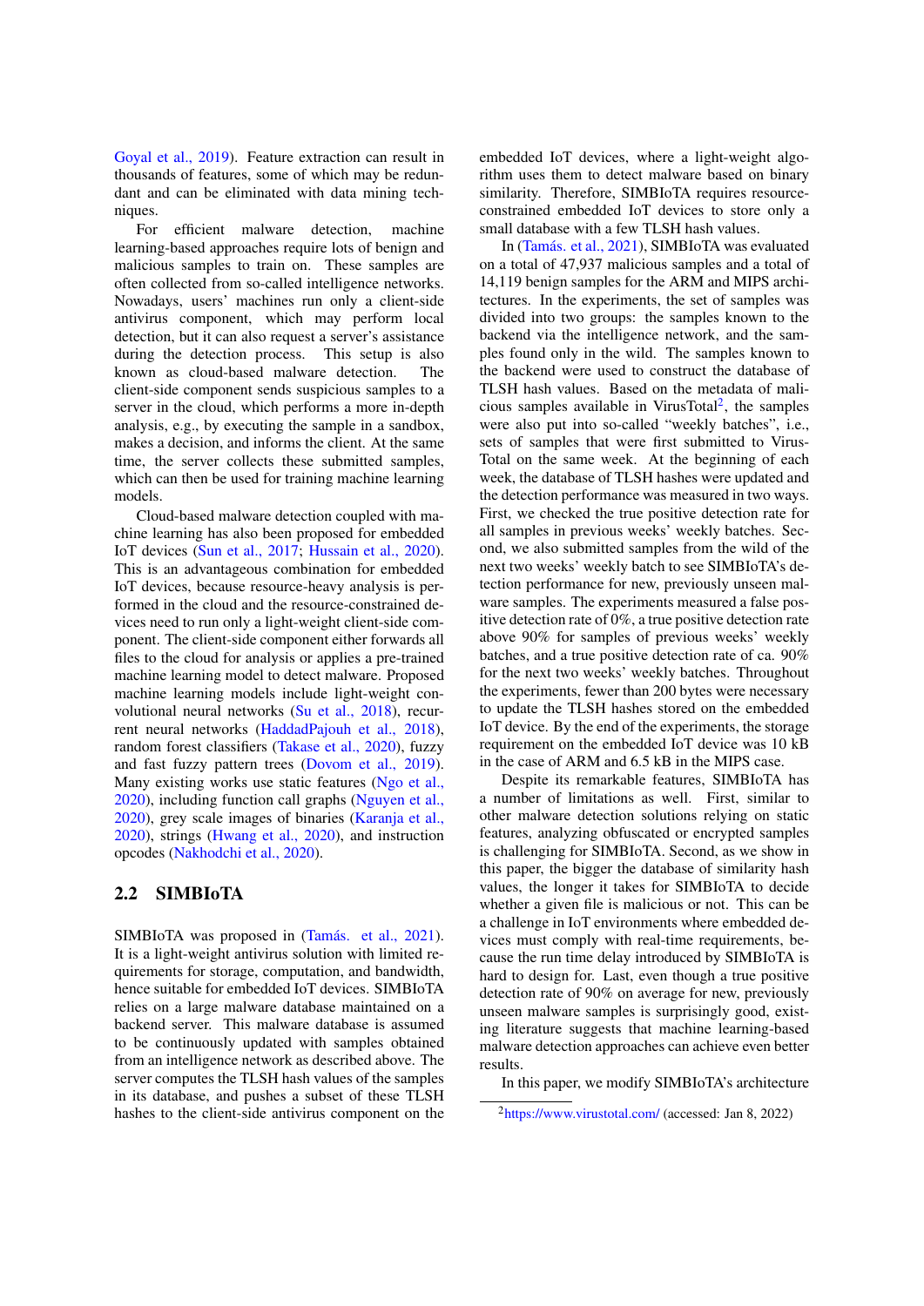Goyal et al., 2019). Feature extraction can result in thousands of features, some of which may be redundant and can be eliminated with data mining techniques.

For efficient malware detection, machine learning-based approaches require lots of benign and malicious samples to train on. These samples are often collected from so-called intelligence networks. Nowadays, users' machines run only a client-side antivirus component, which may perform local detection, but it can also request a server's assistance during the detection process. This setup is also known as cloud-based malware detection. The client-side component sends suspicious samples to a server in the cloud, which performs a more in-depth analysis, e.g., by executing the sample in a sandbox, makes a decision, and informs the client. At the same time, the server collects these submitted samples, which can then be used for training machine learning models.

Cloud-based malware detection coupled with machine learning has also been proposed for embedded IoT devices (Sun et al., 2017; Hussain et al., 2020). This is an advantageous combination for embedded IoT devices, because resource-heavy analysis is performed in the cloud and the resource-constrained devices need to run only a light-weight client-side component. The client-side component either forwards all files to the cloud for analysis or applies a pre-trained machine learning model to detect malware. Proposed machine learning models include light-weight convolutional neural networks (Su et al., 2018), recurrent neural networks (HaddadPajouh et al., 2018), random forest classifiers (Takase et al., 2020), fuzzy and fast fuzzy pattern trees (Dovom et al., 2019). Many existing works use static features (Ngo et al., 2020), including function call graphs (Nguyen et al., 2020), grey scale images of binaries (Karanja et al., 2020), strings (Hwang et al., 2020), and instruction opcodes (Nakhodchi et al., 2020).

## 2.2 SIMBIoTA

SIMBIoTA was proposed in (Tamás. et al., 2021). It is a light-weight antivirus solution with limited requirements for storage, computation, and bandwidth, hence suitable for embedded IoT devices. SIMBIoTA relies on a large malware database maintained on a backend server. This malware database is assumed to be continuously updated with samples obtained from an intelligence network as described above. The server computes the TLSH hash values of the samples in its database, and pushes a subset of these TLSH hashes to the client-side antivirus component on the embedded IoT devices, where a light-weight algorithm uses them to detect malware based on binary similarity. Therefore, SIMBIoTA requires resource-constrained embedded IoT devices to store only a small database with a few TLSH hash values.

In (Tamás. et al., 2021), SIMBIoTA was evaluated on a total of 47,937 malicious samples and a total of 14,119 benign samples for the ARM and MIPS architectures. In the experiments, the set of samples was divided into two groups: the samples known to the backend via the intelligence network, and the samples found only in the wild. The samples known to the backend were used to construct the database of TLSH hash values. Based on the metadata of malicious samples available in VirusTotal[2], the samples were also put into so-called "weekly batches", i.e., sets of samples that were first submitted to VirusTotal on the same week. At the beginning of each week, the database of TLSH hashes were updated and the detection performance was measured in two ways. First, we checked the true positive detection rate for all samples in previous weeks' weekly batches. Second, we also submitted samples from the wild of the next two weeks' weekly batch to see SIMBIoTA's detection performance for new, previously unseen malware samples. The experiments measured a false positive detection rate of 0%, a true positive detection rate above 90% for samples of previous weeks' weekly batches, and a true positive detection rate of ca. 90% for the next two weeks' weekly batches. Throughout the experiments, fewer than 200 bytes were necessary to update the TLSH hashes stored on the embedded IoT device. By the end of the experiments, the storage requirement on the embedded IoT device was 10 kB in the case of ARM and 6.5 kB in the MIPS case.

Despite its remarkable features, SIMBIoTA has a number of limitations as well. First, similar to other malware detection solutions relying on static features, analyzing obfuscated or encrypted samples is challenging for SIMBIoTA. Second, as we show in this paper, the bigger the database of similarity hash values, the longer it takes for SIMBIoTA to decide whether a given file is malicious or not. This can be a challenge in IoT environments where embedded devices must comply with real-time requirements, because the run time delay introduced by SIMBIoTA is hard to design for. Last, even though a true positive detection rate of 90% on average for new, previously unseen malware samples is surprisingly good, existing literature suggests that machine learning-based malware detection approaches can achieve even better results.

In this paper, we modify SIMBIoTA's architecture

[2] https://www.virustotal.com/ (accessed: Jan 8, 2022)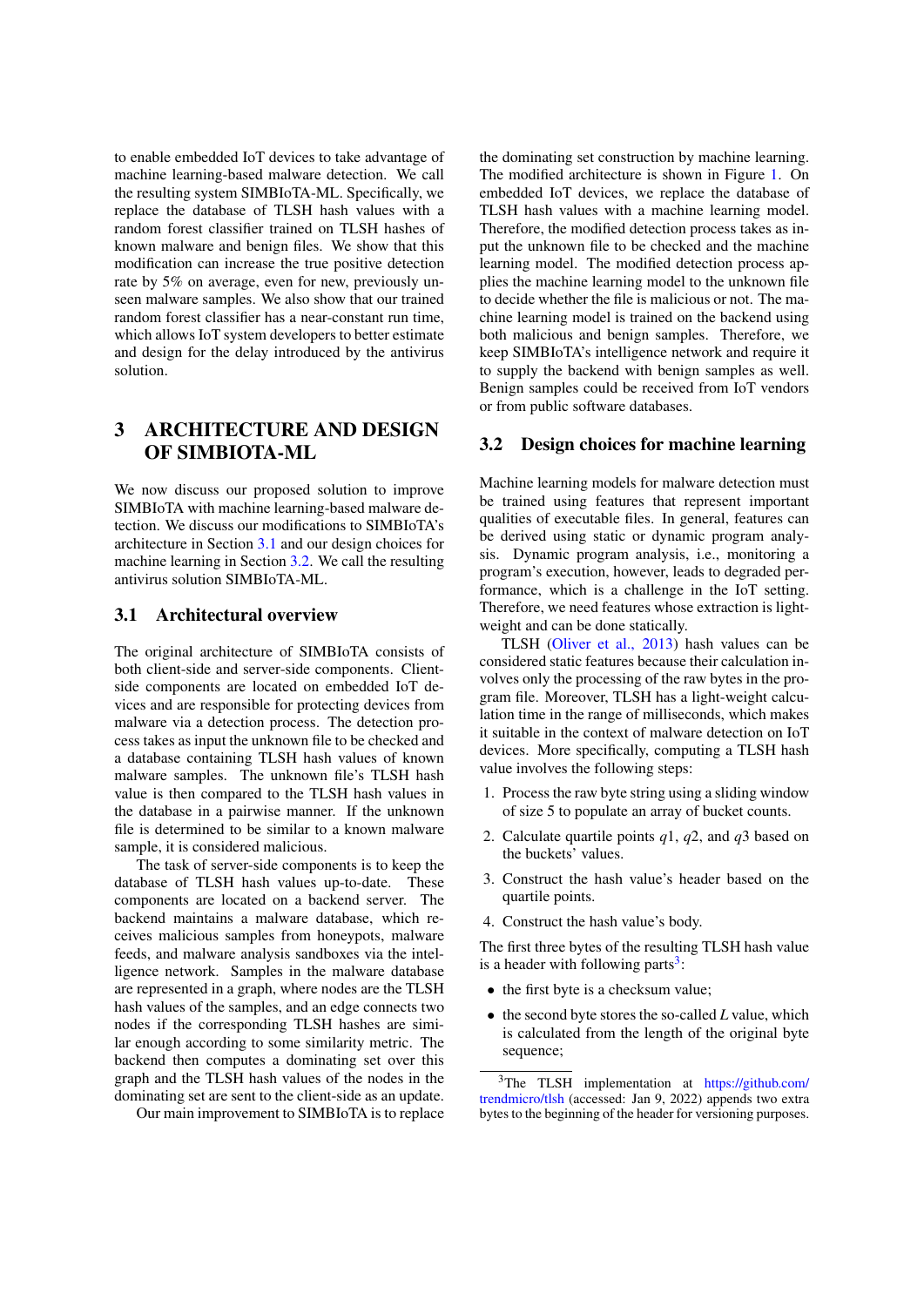to enable embedded IoT devices to take advantage of machine learning-based malware detection. We call the resulting system SIMBIoTA-ML. Specifically, we replace the database of TLSH hash values with a random forest classifier trained on TLSH hashes of known malware and benign files. We show that this modification can increase the true positive detection rate by 5% on average, even for new, previously unseen malware samples. We also show that our trained random forest classifier has a near-constant run time, which allows IoT system developers to better estimate and design for the delay introduced by the antivirus solution.

# 3 ARCHITECTURE AND DESIGN OF SIMBIOTA-ML

We now discuss our proposed solution to improve SIMBIoTA with machine learning-based malware detection. We discuss our modifications to SIMBIoTA's architecture in Section 3.1 and our design choices for machine learning in Section 3.2. We call the resulting antivirus solution SIMBIoTA-ML.

## 3.1 Architectural overview

The original architecture of SIMBIoTA consists of both client-side and server-side components. Client-side components are located on embedded IoT devices and are responsible for protecting devices from malware via a detection process. The detection process takes as input the unknown file to be checked and a database containing TLSH hash values of known malware samples. The unknown file's TLSH hash value is then compared to the TLSH hash values in the database in a pairwise manner. If the unknown file is determined to be similar to a known malware sample, it is considered malicious.

The task of server-side components is to keep the database of TLSH hash values up-to-date. These components are located on a backend server. The backend maintains a malware database, which receives malicious samples from honeypots, malware feeds, and malware analysis sandboxes via the intelligence network. Samples in the malware database are represented in a graph, where nodes are the TLSH hash values of the samples, and an edge connects two nodes if the corresponding TLSH hashes are similar enough according to some similarity metric. The backend then computes a dominating set over this graph and the TLSH hash values of the nodes in the dominating set are sent to the client-side as an update.

Our main improvement to SIMBIoTA is to replace the dominating set construction by machine learning. The modified architecture is shown in Figure 1. On embedded IoT devices, we replace the database of TLSH hash values with a machine learning model. Therefore, the modified detection process takes as input the unknown file to be checked and the machine learning model. The modified detection process applies the machine learning model to the unknown file to decide whether the file is malicious or not. The machine learning model is trained on the backend using both malicious and benign samples. Therefore, we keep SIMBIoTA's intelligence network and require it to supply the backend with benign samples as well. Benign samples could be received from IoT vendors or from public software databases.

## 3.2 Design choices for machine learning

Machine learning models for malware detection must be trained using features that represent important qualities of executable files. In general, features can be derived using static or dynamic program analysis. Dynamic program analysis, i.e., monitoring a program's execution, however, leads to degraded performance, which is a challenge in the IoT setting. Therefore, we need features whose extraction is lightweight and can be done statically.

TLSH (Oliver et al., 2013) hash values can be considered static features because their calculation involves only the processing of the raw bytes in the program file. Moreover, TLSH has a light-weight calculation time in the range of milliseconds, which makes it suitable in the context of malware detection on IoT devices. More specifically, computing a TLSH hash value involves the following steps:

1. Process the raw byte string using a sliding window of size 5 to populate an array of bucket counts.
2. Calculate quartile points $q1$, $q2$, and $q3$ based on the buckets' values.
3. Construct the hash value's header based on the quartile points.
4. Construct the hash value's body.

The first three bytes of the resulting TLSH hash value is a header with following parts[3]:

- the first byte is a checksum value;
- the second byte stores the so-called $L$ value, which is calculated from the length of the original byte sequence;

[3] The TLSH implementation at https://github.com/trendmicro/tlsh (accessed: Jan 9, 2022) appends two extra bytes to the beginning of the header for versioning purposes.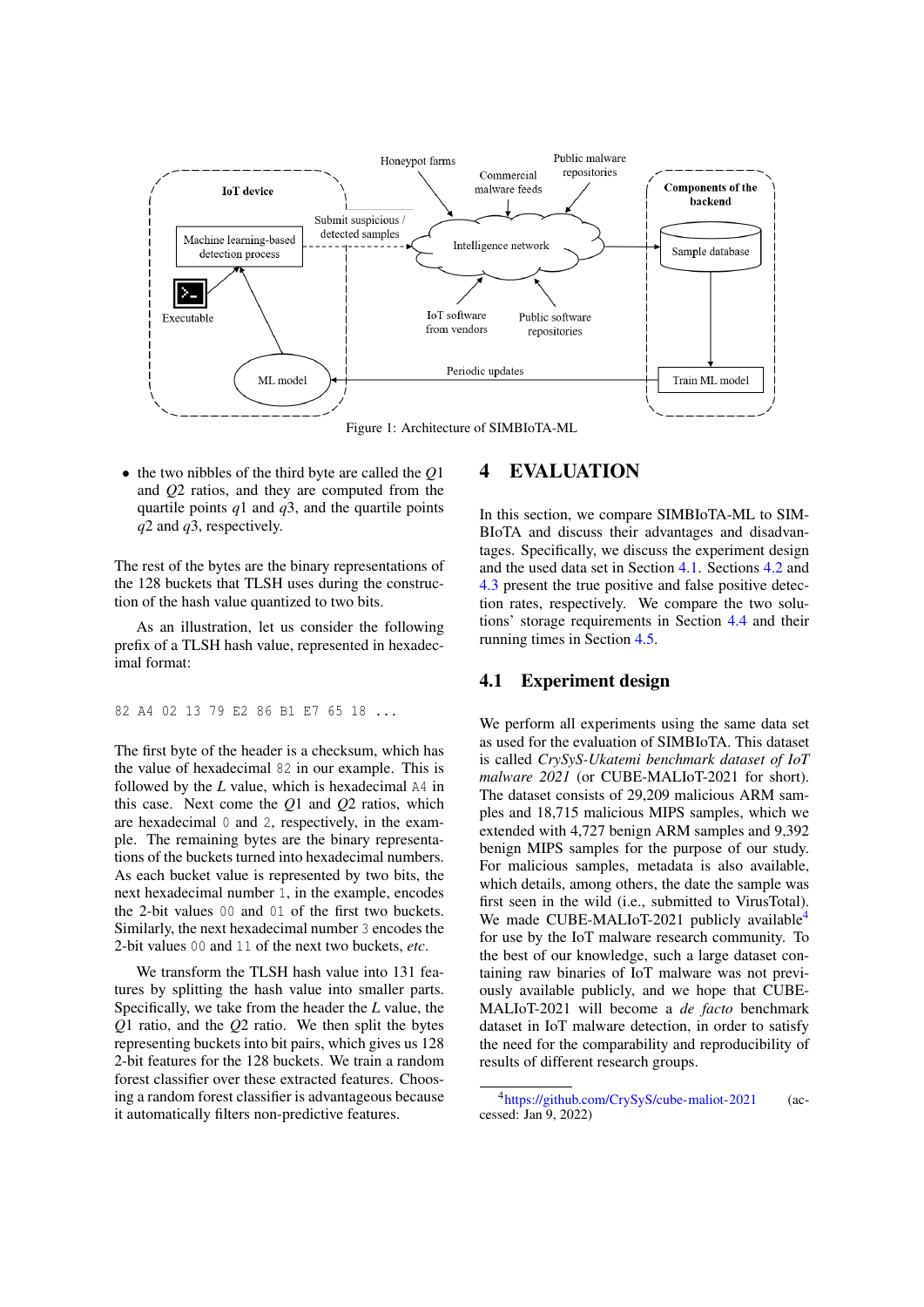Honeypot farms

Commercial malware feeds

Public malware repositories

IoT device

Machine learning-based detection process

Executable

ML model

Submit suspicious / detected samples

Intelligence network

IoT software from vendors

Public software repositories

Components of the backend

Sample database

Train ML model

Periodic updates

Figure 1: Architecture of SIMBIoTA-ML

- the two nibbles of the third byte are called the $Q1$ and $Q2$ ratios, and they are computed from the quartile points $q1$ and $q3$, and the quartile points $q2$ and $q3$, respectively.

The rest of the bytes are the binary representations of the 128 buckets that TLSH uses during the construction of the hash value quantized to two bits.

As an illustration, let us consider the following prefix of a TLSH hash value, represented in hexadecimal format:

```
82 A4 02 13 79 E2 86 B1 E7 65 18 ...
```

The first byte of the header is a checksum, which has the value of hexadecimal `82` in our example. This is followed by the $L$ value, which is hexadecimal `A4` in this case. Next come the $Q1$ and $Q2$ ratios, which are hexadecimal `0` and `2`, respectively, in the example. The remaining bytes are the binary representations of the buckets turned into hexadecimal numbers. As each bucket value is represented by two bits, the next hexadecimal number `1`, in the example, encodes the 2-bit values `00` and `01` of the first two buckets. Similarly, the next hexadecimal number `3` encodes the 2-bit values `00` and `11` of the next two buckets, *etc*.

We transform the TLSH hash value into 131 features by splitting the hash value into smaller parts. Specifically, we take from the header the $L$ value, the $Q1$ ratio, and the $Q2$ ratio. We then split the bytes representing buckets into bit pairs, which gives us 128 2-bit features for the 128 buckets. We train a random forest classifier over these extracted features. Choosing a random forest classifier is advantageous because it automatically filters non-predictive features.

# 4 EVALUATION

In this section, we compare SIMBIoTA-ML to SIMBIoTA and discuss their advantages and disadvantages. Specifically, we discuss the experiment design and the used data set in Section 4.1. Sections 4.2 and 4.3 present the true positive and false positive detection rates, respectively. We compare the two solutions' storage requirements in Section 4.4 and their running times in Section 4.5.

## 4.1 Experiment design

We perform all experiments using the same data set as used for the evaluation of SIMBIoTA. This dataset is called *CrySyS-Ukatemi benchmark dataset of IoT malware 2021* (or CUBE-MALIoT-2021 for short). The dataset consists of 29,209 malicious ARM samples and 18,715 malicious MIPS samples, which we extended with 4,727 benign ARM samples and 9,392 benign MIPS samples for the purpose of our study. For malicious samples, metadata is also available, which details, among others, the date the sample was first seen in the wild (i.e., submitted to VirusTotal). We made CUBE-MALIoT-2021 publicly available[4] for use by the IoT malware research community. To the best of our knowledge, such a large dataset containing raw binaries of IoT malware was not previously available publicly, and we hope that CUBE-MALIoT-2021 will become a *de facto* benchmark dataset in IoT malware detection, in order to satisfy the need for the comparability and reproducibility of results of different research groups.

[4] https://github.com/CrySyS/cube-maliot-2021 (accessed: Jan 9, 2022)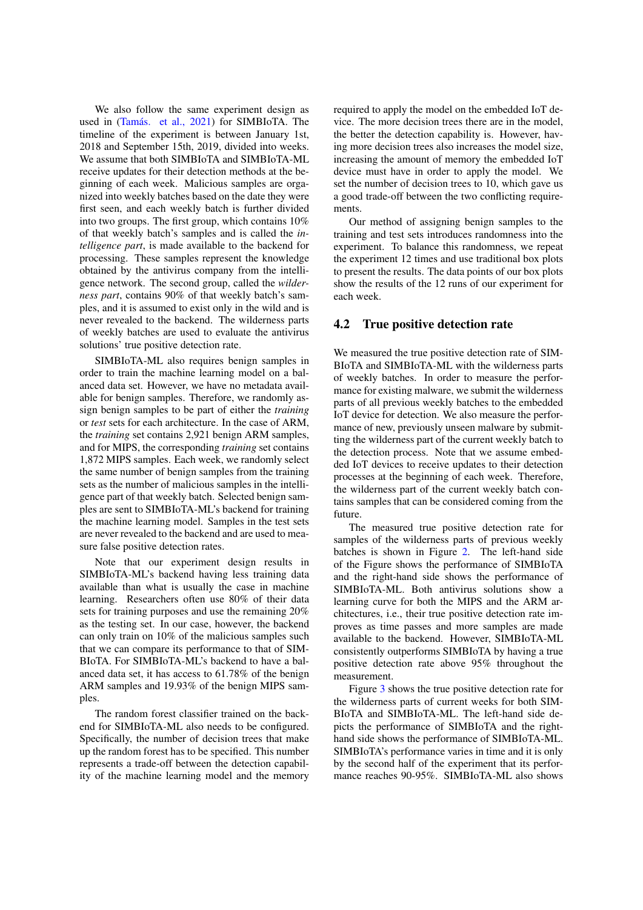We also follow the same experiment design as used in (Tamás. et al., 2021) for SIMBIoTA. The timeline of the experiment is between January 1st, 2018 and September 15th, 2019, divided into weeks. We assume that both SIMBIoTA and SIMBIoTA-ML receive updates for their detection methods at the beginning of each week. Malicious samples are organized into weekly batches based on the date they were first seen, and each weekly batch is further divided into two groups. The first group, which contains 10% of that weekly batch's samples and is called the *intelligence part*, is made available to the backend for processing. These samples represent the knowledge obtained by the antivirus company from the intelligence network. The second group, called the *wilderness part*, contains 90% of that weekly batch's samples, and it is assumed to exist only in the wild and is never revealed to the backend. The wilderness parts of weekly batches are used to evaluate the antivirus solutions' true positive detection rate.

SIMBIoTA-ML also requires benign samples in order to train the machine learning model on a balanced data set. However, we have no metadata available for benign samples. Therefore, we randomly assign benign samples to be part of either the *training* or *test* sets for each architecture. In the case of ARM, the *training* set contains 2,921 benign ARM samples, and for MIPS, the corresponding *training* set contains 1,872 MIPS samples. Each week, we randomly select the same number of benign samples from the training sets as the number of malicious samples in the intelligence part of that weekly batch. Selected benign samples are sent to SIMBIoTA-ML's backend for training the machine learning model. Samples in the test sets are never revealed to the backend and are used to measure false positive detection rates.

Note that our experiment design results in SIMBIoTA-ML's backend having less training data available than what is usually the case in machine learning. Researchers often use 80% of their data sets for training purposes and use the remaining 20% as the testing set. In our case, however, the backend can only train on 10% of the malicious samples such that we can compare its performance to that of SIMBIoTA. For SIMBIoTA-ML's backend to have a balanced data set, it has access to 61.78% of the benign ARM samples and 19.93% of the benign MIPS samples.

The random forest classifier trained on the backend for SIMBIoTA-ML also needs to be configured. Specifically, the number of decision trees that make up the random forest has to be specified. This number represents a trade-off between the detection capability of the machine learning model and the memory required to apply the model on the embedded IoT device. The more decision trees there are in the model, the better the detection capability is. However, having more decision trees also increases the model size, increasing the amount of memory the embedded IoT device must have in order to apply the model. We set the number of decision trees to 10, which gave us a good trade-off between the two conflicting requirements.

Our method of assigning benign samples to the training and test sets introduces randomness into the experiment. To balance this randomness, we repeat the experiment 12 times and use traditional box plots to present the results. The data points of our box plots show the results of the 12 runs of our experiment for each week.

## 4.2 True positive detection rate

We measured the true positive detection rate of SIMBIoTA and SIMBIoTA-ML with the wilderness parts of weekly batches. In order to measure the performance for existing malware, we submit the wilderness parts of all previous weekly batches to the embedded IoT device for detection. We also measure the performance of new, previously unseen malware by submitting the wilderness part of the current weekly batch to the detection process. Note that we assume embedded IoT devices to receive updates to their detection processes at the beginning of each week. Therefore, the wilderness part of the current weekly batch contains samples that can be considered coming from the future.

The measured true positive detection rate for samples of the wilderness parts of previous weekly batches is shown in Figure 2. The left-hand side of the Figure shows the performance of SIMBIoTA and the right-hand side shows the performance of SIMBIoTA-ML. Both antivirus solutions show a learning curve for both the MIPS and the ARM architectures, i.e., their true positive detection rate improves as time passes and more samples are made available to the backend. However, SIMBIoTA-ML consistently outperforms SIMBIoTA by having a true positive detection rate above 95% throughout the measurement.

Figure 3 shows the true positive detection rate for the wilderness parts of current weeks for both SIMBIoTA and SIMBIoTA-ML. The left-hand side depicts the performance of SIMBIoTA and the right-hand side shows the performance of SIMBIoTA-ML. SIMBIoTA's performance varies in time and it is only by the second half of the experiment that its performance reaches 90-95%. SIMBIoTA-ML also shows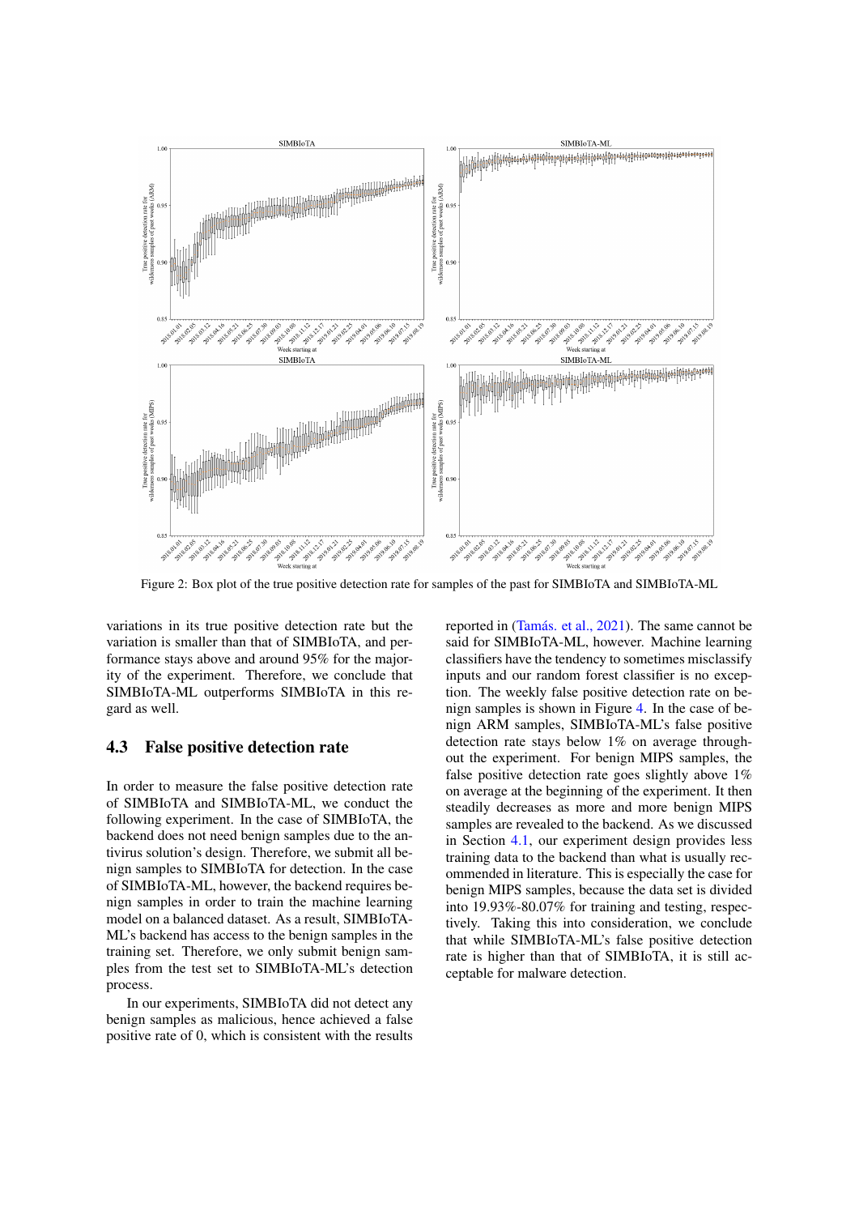SIMBIoTA

True positive detection rate for wilderness samples of past weeks (ARM)

1.00

0.95

0.90

0.85

2018.01.01 2018.02.05 2018.03.12 2018.04.16 2018.05.21 2018.06.25 2018.07.30 2018.09.03 2018.10.08 2018.11.12 2018.12.17 2019.01.21 2019.02.25 2019.04.01 2019.05.06 2019.06.10 2019.07.15 2019.08.19

Week starting at

SIMBIoTA-ML

True positive detection rate for wilderness samples of past weeks (ARM)

1.00

0.95

0.90

0.85

2018.01.01 2018.02.05 2018.03.12 2018.04.16 2018.05.21 2018.06.25 2018.07.30 2018.09.03 2018.10.08 2018.11.12 2018.12.17 2019.01.21 2019.02.25 2019.04.01 2019.05.06 2019.06.10 2019.07.15 2019.08.19

Week starting at

SIMBIoTA

True positive detection rate for wilderness samples of past weeks (MIPS)

1.00

0.95

0.90

0.85

2018.01.01 2018.02.05 2018.03.12 2018.04.16 2018.05.21 2018.06.25 2018.07.30 2018.09.03 2018.10.08 2018.11.12 2018.12.17 2019.01.21 2019.02.25 2019.04.01 2019.05.06 2019.06.10 2019.07.15 2019.08.19

Week starting at

SIMBIoTA-ML

True positive detection rate for wilderness samples of past weeks (MIPS)

1.00

0.95

0.90

0.85

2018.01.01 2018.02.05 2018.03.12 2018.04.16 2018.05.21 2018.06.25 2018.07.30 2018.09.03 2018.10.08 2018.11.12 2018.12.17 2019.01.21 2019.02.25 2019.04.01 2019.05.06 2019.06.10 2019.07.15 2019.08.19

Week starting at

Figure 2: Box plot of the true positive detection rate for samples of the past for SIMBIoTA and SIMBIoTA-ML

variations in its true positive detection rate but the variation is smaller than that of SIMBIoTA, and performance stays above and around 95% for the majority of the experiment. Therefore, we conclude that SIMBIoTA-ML outperforms SIMBIoTA in this regard as well.

## 4.3 False positive detection rate

In order to measure the false positive detection rate of SIMBIoTA and SIMBIoTA-ML, we conduct the following experiment. In the case of SIMBIoTA, the backend does not need benign samples due to the antivirus solution's design. Therefore, we submit all benign samples to SIMBIoTA for detection. In the case of SIMBIoTA-ML, however, the backend requires benign samples in order to train the machine learning model on a balanced dataset. As a result, SIMBIoTA-ML's backend has access to the benign samples in the training set. Therefore, we only submit benign samples from the test set to SIMBIoTA-ML's detection process.

In our experiments, SIMBIoTA did not detect any benign samples as malicious, hence achieved a false positive rate of 0, which is consistent with the results reported in (Tamás. et al., 2021). The same cannot be said for SIMBIoTA-ML, however. Machine learning classifiers have the tendency to sometimes misclassify inputs and our random forest classifier is no exception. The weekly false positive detection rate on benign samples is shown in Figure 4. In the case of benign ARM samples, SIMBIoTA-ML's false positive detection rate stays below 1% on average throughout the experiment. For benign MIPS samples, the false positive detection rate goes slightly above 1% on average at the beginning of the experiment. It then steadily decreases as more and more benign MIPS samples are revealed to the backend. As we discussed in Section 4.1, our experiment design provides less training data to the backend than what is usually recommended in literature. This is especially the case for benign MIPS samples, because the data set is divided into 19.93%-80.07% for training and testing, respectively. Taking this into consideration, we conclude that while SIMBIoTA-ML's false positive detection rate is higher than that of SIMBIoTA, it is still acceptable for malware detection.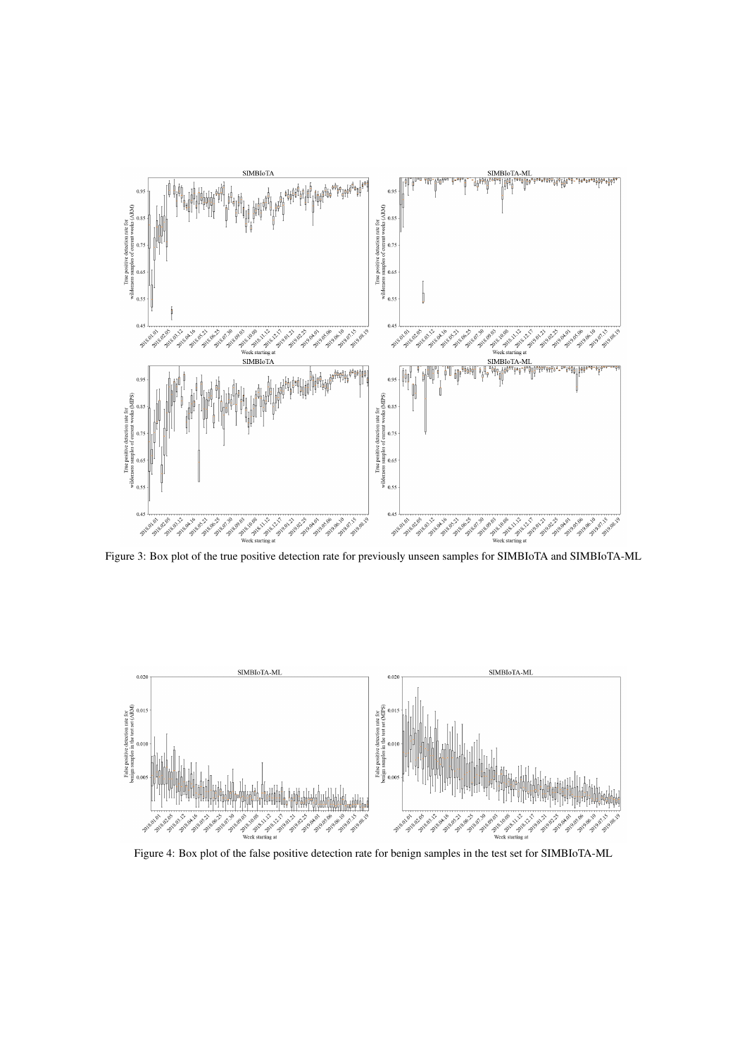SIMBIoTA

SIMBIoTA-ML

True positive detection rate for wilderness samples of current weeks (ARM)

0.95
0.85
0.75
0.65
0.55
0.45

Week starting at

SIMBIoTA

SIMBIoTA-ML

True positive detection rate for wilderness samples of current weeks (MIPS)

2018.01.01 2018.02.05 2018.03.12 2018.04.16 2018.05.21 2018.06.25 2018.07.30 2018.09.03 2018.10.08 2018.11.12 2018.12.17 2019.01.21 2019.02.25 2019.04.01 2019.05.06 2019.06.10 2019.07.15 2019.08.19

Week starting at

Figure 3: Box plot of the true positive detection rate for previously unseen samples for SIMBIoTA and SIMBIoTA-ML

SIMBIoTA-ML

SIMBIoTA-ML

False positive detection rate for benign samples in the test set (ARM)

False positive detection rate for benign samples in the test set (MIPS)

0.020
0.015
0.010
0.005

2018.01.01 2018.02.05 2018.03.12 2018.04.16 2018.05.21 2018.06.25 2018.07.30 2018.09.03 2018.10.08 2018.11.12 2018.12.17 2019.01.21 2019.02.25 2019.04.01 2019.05.06 2019.06.10 2019.07.15 2019.08.19

Week starting at

Figure 4: Box plot of the false positive detection rate for benign samples in the test set for SIMBIoTA-ML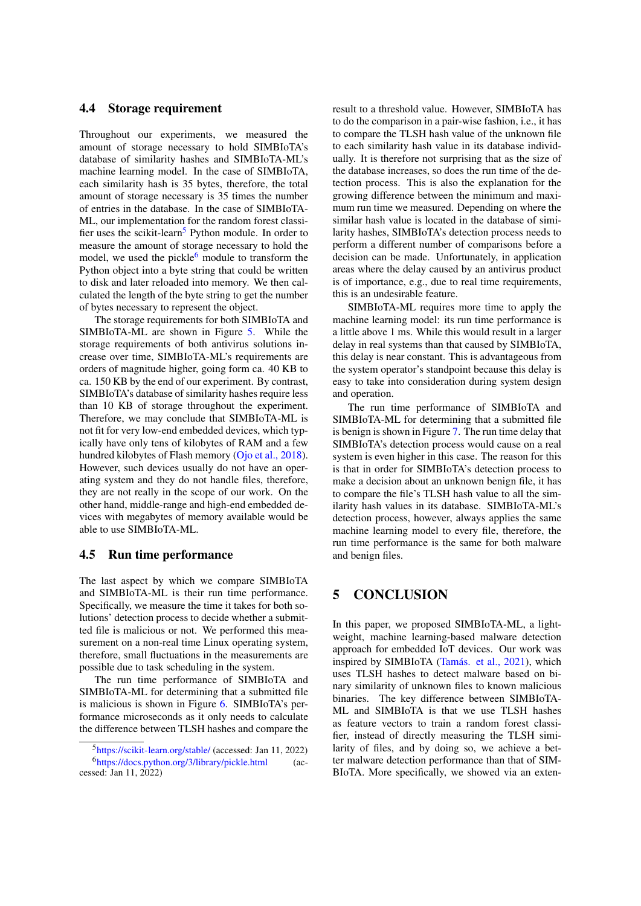### 4.4 Storage requirement

Throughout our experiments, we measured the amount of storage necessary to hold SIMBIoTA's database of similarity hashes and SIMBIoTA-ML's machine learning model. In the case of SIMBIoTA, each similarity hash is 35 bytes, therefore, the total amount of storage necessary is 35 times the number of entries in the database. In the case of SIMBIoTA-ML, our implementation for the random forest classifier uses the scikit-learn[5] Python module. In order to measure the amount of storage necessary to hold the model, we used the pickle[6] module to transform the Python object into a byte string that could be written to disk and later reloaded into memory. We then calculated the length of the byte string to get the number of bytes necessary to represent the object.

The storage requirements for both SIMBIoTA and SIMBIoTA-ML are shown in Figure 5. While the storage requirements of both antivirus solutions increase over time, SIMBIoTA-ML's requirements are orders of magnitude higher, going form ca. 40 KB to ca. 150 KB by the end of our experiment. By contrast, SIMBIoTA's database of similarity hashes require less than 10 KB of storage throughout the experiment. Therefore, we may conclude that SIMBIoTA-ML is not fit for very low-end embedded devices, which typically have only tens of kilobytes of RAM and a few hundred kilobytes of Flash memory (Ojo et al., 2018). However, such devices usually do not have an operating system and they do not handle files, therefore, they are not really in the scope of our work. On the other hand, middle-range and high-end embedded devices with megabytes of memory available would be able to use SIMBIoTA-ML.

### 4.5 Run time performance

The last aspect by which we compare SIMBIoTA and SIMBIoTA-ML is their run time performance. Specifically, we measure the time it takes for both solutions' detection process to decide whether a submitted file is malicious or not. We performed this measurement on a non-real time Linux operating system, therefore, small fluctuations in the measurements are possible due to task scheduling in the system.

The run time performance of SIMBIoTA and SIMBIoTA-ML for determining that a submitted file is malicious is shown in Figure 6. SIMBIoTA's performance microseconds as it only needs to calculate the difference between TLSH hashes and compare the result to a threshold value. However, SIMBIoTA has to do the comparison in a pair-wise fashion, i.e., it has to compare the TLSH hash value of the unknown file to each similarity hash value in its database individually. It is therefore not surprising that as the size of the database increases, so does the run time of the detection process. This is also the explanation for the growing difference between the minimum and maximum run time we measured. Depending on where the similar hash value is located in the database of similarity hashes, SIMBIoTA's detection process needs to perform a different number of comparisons before a decision can be made. Unfortunately, in application areas where the delay caused by an antivirus product is of importance, e.g., due to real time requirements, this is an undesirable feature.

SIMBIoTA-ML requires more time to apply the machine learning model: its run time performance is a little above 1 ms. While this would result in a larger delay in real systems than that caused by SIMBIoTA, this delay is near constant. This is advantageous from the system operator's standpoint because this delay is easy to take into consideration during system design and operation.

The run time performance of SIMBIoTA and SIMBIoTA-ML for determining that a submitted file is benign is shown in Figure 7. The run time delay that SIMBIoTA's detection process would cause on a real system is even higher in this case. The reason for this is that in order for SIMBIoTA's detection process to make a decision about an unknown benign file, it has to compare the file's TLSH hash value to all the similarity hash values in its database. SIMBIoTA-ML's detection process, however, always applies the same machine learning model to every file, therefore, the run time performance is the same for both malware and benign files.

## 5 CONCLUSION

In this paper, we proposed SIMBIoTA-ML, a lightweight, machine learning-based malware detection approach for embedded IoT devices. Our work was inspired by SIMBIoTA (Tamás. et al., 2021), which uses TLSH hashes to detect malware based on binary similarity of unknown files to known malicious binaries. The key difference between SIMBIoTA-ML and SIMBIoTA is that we use TLSH hashes as feature vectors to train a random forest classifier, instead of directly measuring the TLSH similarity of files, and by doing so, we achieve a better malware detection performance than that of SIMBIoTA. More specifically, we showed via an exten-

[5] https://scikit-learn.org/stable/ (accessed: Jan 11, 2022)

[6] https://docs.python.org/3/library/pickle.html (accessed: Jan 11, 2022)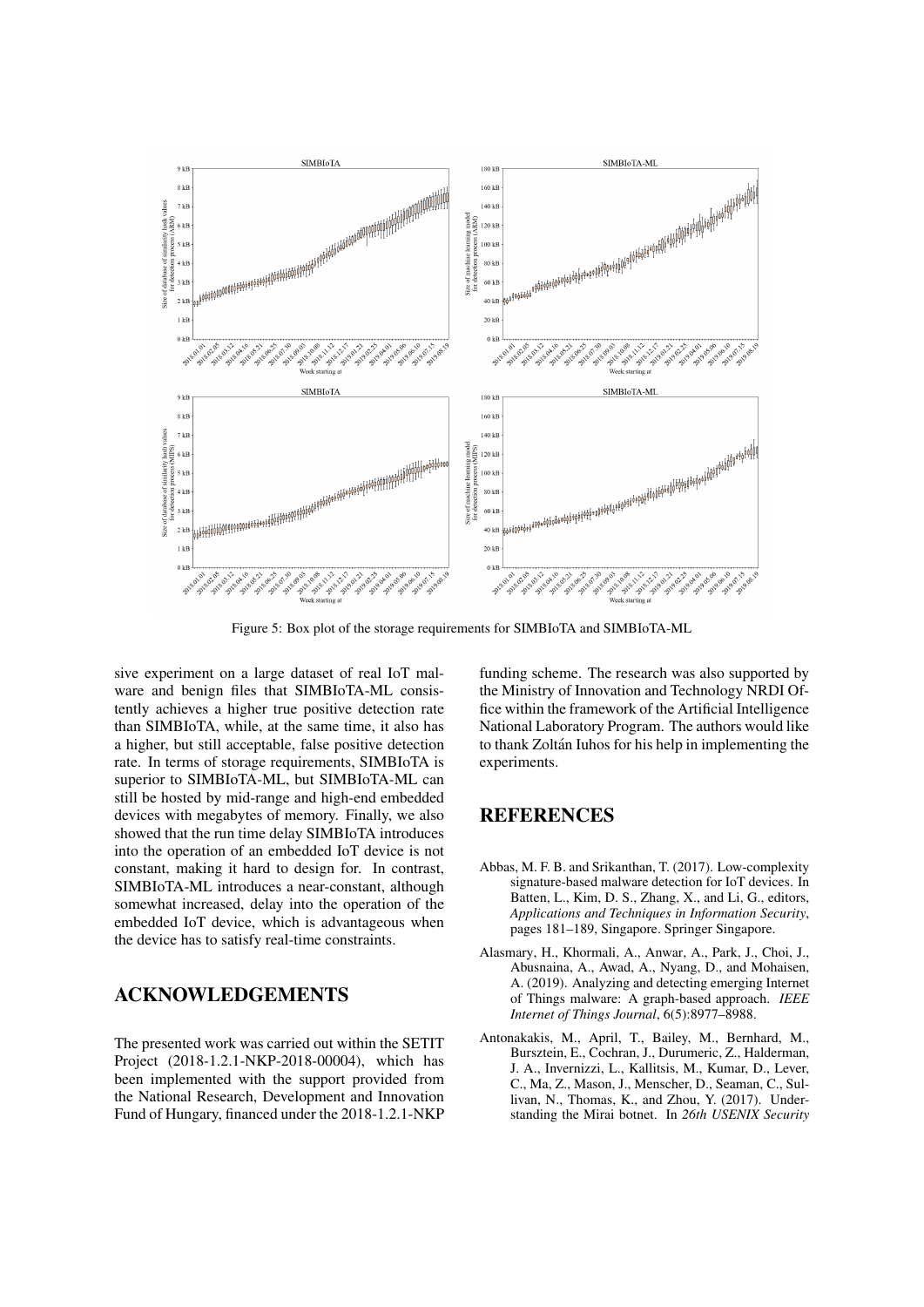Figure 5: Box plot of the storage requirements for SIMBIoTA and SIMBIoTA-ML

sive experiment on a large dataset of real IoT malware and benign files that SIMBIoTA-ML consistently achieves a higher true positive detection rate than SIMBIoTA, while, at the same time, it also has a higher, but still acceptable, false positive detection rate. In terms of storage requirements, SIMBIoTA is superior to SIMBIoTA-ML, but SIMBIoTA-ML can still be hosted by mid-range and high-end embedded devices with megabytes of memory. Finally, we also showed that the run time delay SIMBIoTA introduces into the operation of an embedded IoT device is not constant, making it hard to design for. In contrast, SIMBIoTA-ML introduces a near-constant, although somewhat increased, delay into the operation of the embedded IoT device, which is advantageous when the device has to satisfy real-time constraints.

## ACKNOWLEDGEMENTS

The presented work was carried out within the SETIT Project (2018-1.2.1-NKP-2018-00004), which has been implemented with the support provided from the National Research, Development and Innovation Fund of Hungary, financed under the 2018-1.2.1-NKP funding scheme. The research was also supported by the Ministry of Innovation and Technology NRDI Office within the framework of the Artificial Intelligence National Laboratory Program. The authors would like to thank Zoltán Iuhos for his help in implementing the experiments.

## REFERENCES

Abbas, M. F. B. and Srikanthan, T. (2017). Low-complexity signature-based malware detection for IoT devices. In Batten, L., Kim, D. S., Zhang, X., and Li, G., editors, *Applications and Techniques in Information Security*, pages 181–189, Singapore. Springer Singapore.

Alasmary, H., Khormali, A., Anwar, A., Park, J., Choi, J., Abusnaina, A., Awad, A., Nyang, D., and Mohaisen, A. (2019). Analyzing and detecting emerging Internet of Things malware: A graph-based approach. *IEEE Internet of Things Journal*, 6(5):8977–8988.

Antonakakis, M., April, T., Bailey, M., Bernhard, M., Bursztein, E., Cochran, J., Durumeric, Z., Halderman, J. A., Invernizzi, L., Kallitsis, M., Kumar, D., Lever, C., Ma, Z., Mason, J., Menscher, D., Seaman, C., Sullivan, N., Thomas, K., and Zhou, Y. (2017). Understanding the Mirai botnet. In *26th USENIX Security*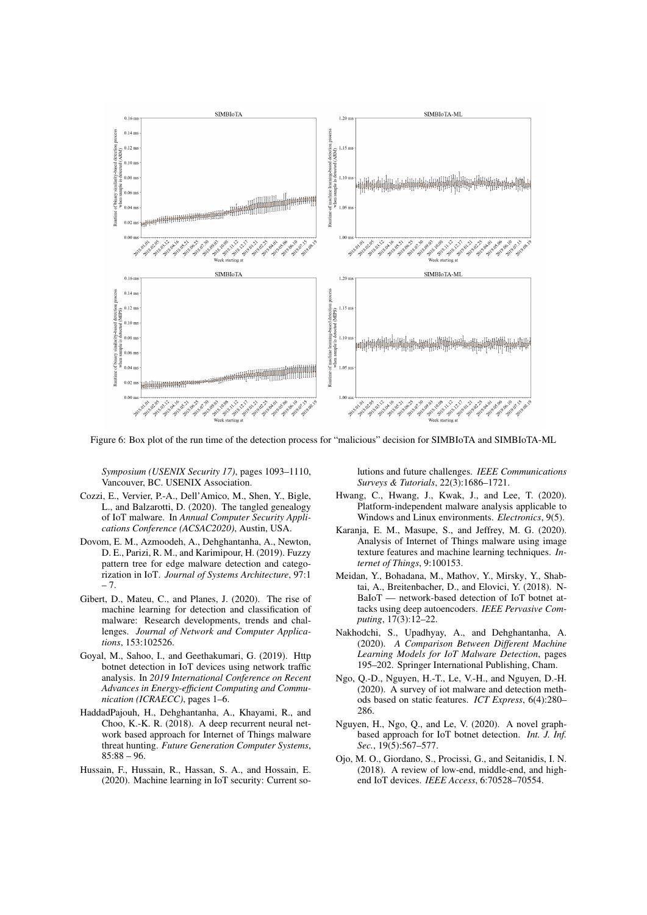SIMBIoTA

0.16 ms
0.14 ms
0.12 ms
0.10 ms
0.08 ms
0.06 ms
0.04 ms
0.02 ms
0.00 ms

Runtime of binary similarity-based detection process when sample is detected (ARM)

2018.01.01 2018.02.05 2018.03.12 2018.04.16 2018.05.21 2018.06.25 2018.07.30 2018.09.03 2018.10.08 2018.11.12 2018.12.17 2019.01.21 2019.02.25 2019.04.01 2019.05.06 2019.06.10 2019.07.15 2019.08.19

Week starting at

SIMBIoTA-ML

1.20 ms
1.15 ms
1.10 ms
1.05 ms
1.00 ms

Runtime of machine learning-based detection process when sample is detected (ARM)

2018.01.01 2018.02.05 2018.03.12 2018.04.16 2018.05.21 2018.06.25 2018.07.30 2018.09.03 2018.10.08 2018.11.12 2018.12.17 2019.01.21 2019.02.25 2019.04.01 2019.05.06 2019.06.10 2019.07.15 2019.08.19

Week starting at

SIMBIoTA

0.16 ms
0.14 ms
0.12 ms
0.10 ms
0.08 ms
0.06 ms
0.04 ms
0.02 ms
0.00 ms

Runtime of binary similarity-based detection process when sample is detected (MIPS)

2018.01.01 2018.02.05 2018.03.12 2018.04.16 2018.05.21 2018.06.25 2018.07.30 2018.09.03 2018.10.08 2018.11.12 2018.12.17 2019.01.21 2019.02.25 2019.04.01 2019.05.06 2019.06.10 2019.07.15 2019.08.19

Week starting at

SIMBIoTA-ML

1.20 ms
1.15 ms
1.10 ms
1.05 ms
1.00 ms

Runtime of machine learning-based detection process when sample is detected (MIPS)

2018.01.01 2018.02.05 2018.03.12 2018.04.16 2018.05.21 2018.06.25 2018.07.30 2018.09.03 2018.10.08 2018.11.12 2018.12.17 2019.01.21 2019.02.25 2019.04.01 2019.05.06 2019.06.10 2019.07.15 2019.08.19

Week starting at

Figure 6: Box plot of the run time of the detection process for "malicious" decision for SIMBIoTA and SIMBIoTA-ML

*Symposium (USENIX Security 17)*, pages 1093–1110, Vancouver, BC. USENIX Association.

Cozzi, E., Vervier, P.-A., Dell'Amico, M., Shen, Y., Bigle, L., and Balzarotti, D. (2020). The tangled genealogy of IoT malware. In *Annual Computer Security Applications Conference (ACSAC2020)*, Austin, USA.

Dovom, E. M., Azmoodeh, A., Dehghantanha, A., Newton, D. E., Parizi, R. M., and Karimipour, H. (2019). Fuzzy pattern tree for edge malware detection and categorization in IoT. *Journal of Systems Architecture*, 97:1 – 7.

Gibert, D., Mateu, C., and Planes, J. (2020). The rise of machine learning for detection and classification of malware: Research developments, trends and challenges. *Journal of Network and Computer Applications*, 153:102526.

Goyal, M., Sahoo, I., and Geethakumari, G. (2019). Http botnet detection in IoT devices using network traffic analysis. In *2019 International Conference on Recent Advances in Energy-efficient Computing and Communication (ICRAECC)*, pages 1–6.

HaddadPajouh, H., Dehghantanha, A., Khayami, R., and Choo, K.-K. R. (2018). A deep recurrent neural network based approach for Internet of Things malware threat hunting. *Future Generation Computer Systems*, 85:88 – 96.

Hussain, F., Hussain, R., Hassan, S. A., and Hossain, E. (2020). Machine learning in IoT security: Current solutions and future challenges. *IEEE Communications Surveys & Tutorials*, 22(3):1686–1721.

Hwang, C., Hwang, J., Kwak, J., and Lee, T. (2020). Platform-independent malware analysis applicable to Windows and Linux environments. *Electronics*, 9(5).

Karanja, E. M., Masupe, S., and Jeffrey, M. G. (2020). Analysis of Internet of Things malware using image texture features and machine learning techniques. *Internet of Things*, 9:100153.

Meidan, Y., Bohadana, M., Mathov, Y., Mirsky, Y., Shabtai, A., Breitenbacher, D., and Elovici, Y. (2018). N-BaIoT — network-based detection of IoT botnet attacks using deep autoencoders. *IEEE Pervasive Computing*, 17(3):12–22.

Nakhodchi, S., Upadhyay, A., and Dehghantanha, A. (2020). *A Comparison Between Different Machine Learning Models for IoT Malware Detection*, pages 195–202. Springer International Publishing, Cham.

Ngo, Q.-D., Nguyen, H.-T., Le, V.-H., and Nguyen, D.-H. (2020). A survey of iot malware and detection methods based on static features. *ICT Express*, 6(4):280–286.

Nguyen, H., Ngo, Q., and Le, V. (2020). A novel graph-based approach for IoT botnet detection. *Int. J. Inf. Sec.*, 19(5):567–577.

Ojo, M. O., Giordano, S., Procissi, G., and Seitanidis, I. N. (2018). A review of low-end, middle-end, and high-end IoT devices. *IEEE Access*, 6:70528–70554.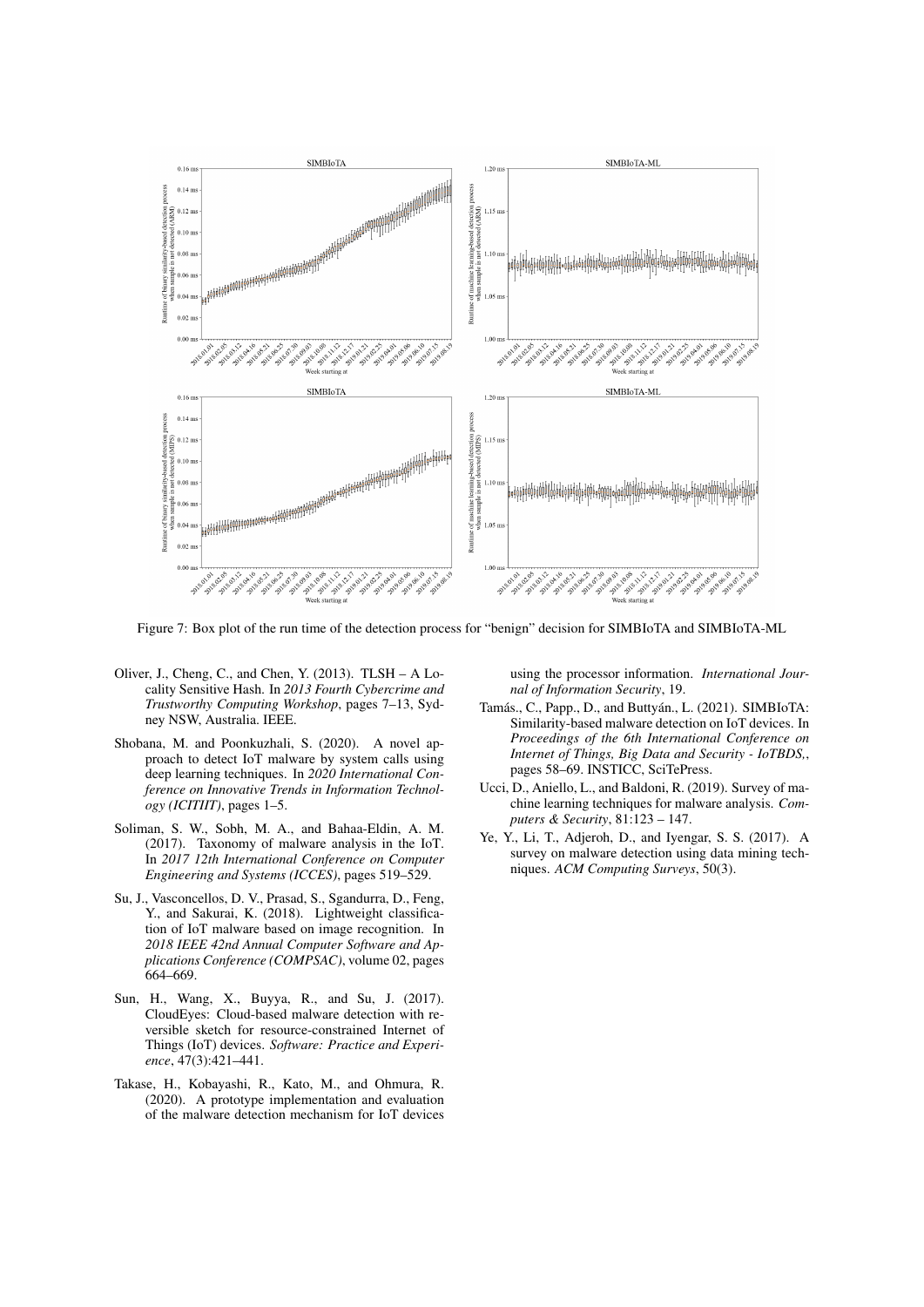SIMBIoTA

0.16 ms
0.14 ms
0.12 ms
0.10 ms
0.08 ms
0.06 ms
0.04 ms
0.02 ms
0.00 ms

Runtime of binary similarity-based detection process when sample is not detected (ARM)

Week starting at

SIMBIoTA-ML

1.20 ms
1.15 ms
1.10 ms
1.05 ms
1.00 ms

Runtime of machine learning-based detection process when sample is not detected (ARM)

Week starting at

SIMBIoTA

0.16 ms
0.14 ms
0.12 ms
0.10 ms
0.08 ms
0.06 ms
0.04 ms
0.02 ms
0.00 ms

Runtime of binary similarity-based detection process when sample is not detected (MIPS)

Week starting at

SIMBIoTA-ML

1.20 ms
1.15 ms
1.10 ms
1.05 ms
1.00 ms

Runtime of machine learning-based detection process when sample is not detected (MIPS)

Week starting at

Figure 7: Box plot of the run time of the detection process for "benign" decision for SIMBIoTA and SIMBIoTA-ML

Oliver, J., Cheng, C., and Chen, Y. (2013). TLSH – A Locality Sensitive Hash. In *2013 Fourth Cybercrime and Trustworthy Computing Workshop*, pages 7–13, Sydney NSW, Australia. IEEE.

Shobana, M. and Poonkuzhali, S. (2020). A novel approach to detect IoT malware by system calls using deep learning techniques. In *2020 International Conference on Innovative Trends in Information Technology (ICITIIT)*, pages 1–5.

Soliman, S. W., Sobh, M. A., and Bahaa-Eldin, A. M. (2017). Taxonomy of malware analysis in the IoT. In *2017 12th International Conference on Computer Engineering and Systems (ICCES)*, pages 519–529.

Su, J., Vasconcellos, D. V., Prasad, S., Sgandurra, D., Feng, Y., and Sakurai, K. (2018). Lightweight classification of IoT malware based on image recognition. In *2018 IEEE 42nd Annual Computer Software and Applications Conference (COMPSAC)*, volume 02, pages 664–669.

Sun, H., Wang, X., Buyya, R., and Su, J. (2017). CloudEyes: Cloud-based malware detection with reversible sketch for resource-constrained Internet of Things (IoT) devices. *Software: Practice and Experience*, 47(3):421–441.

Takase, H., Kobayashi, R., Kato, M., and Ohmura, R. (2020). A prototype implementation and evaluation of the malware detection mechanism for IoT devices using the processor information. *International Journal of Information Security*, 19.

Tamás., C., Papp., D., and Buttyán., L. (2021). SIMBIoTA: Similarity-based malware detection on IoT devices. In *Proceedings of the 6th International Conference on Internet of Things, Big Data and Security - IoTBDS,*, pages 58–69. INSTICC, SciTePress.

Ucci, D., Aniello, L., and Baldoni, R. (2019). Survey of machine learning techniques for malware analysis. *Computers & Security*, 81:123 – 147.

Ye, Y., Li, T., Adjeroh, D., and Iyengar, S. S. (2017). A survey on malware detection using data mining techniques. *ACM Computing Surveys*, 50(3).